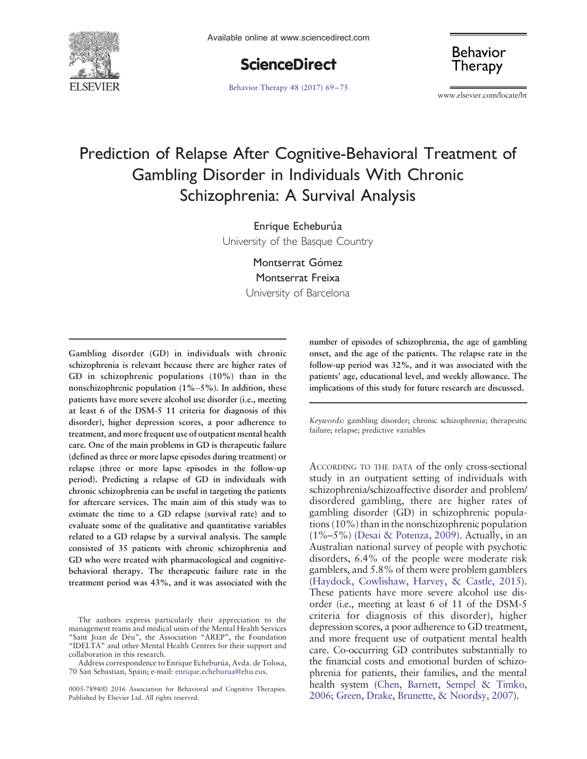# Prediction of Relapse After Cognitive-Behavioral Treatment of Gambling Disorder in Individuals With Chronic Schizophrenia: A Survival Analysis

Enrique Echeburúa
University of the Basque Country

Montserrat Gómez
Montserrat Freixa
University of Barcelona

**Gambling disorder (GD) in individuals with chronic schizophrenia is relevant because there are higher rates of GD in schizophrenic populations (10%) than in the nonschizophrenic population (1%–5%). In addition, these patients have more severe alcohol use disorder (i.e., meeting at least 6 of the DSM-5 11 criteria for diagnosis of this disorder), higher depression scores, a poor adherence to treatment, and more frequent use of outpatient mental health care. One of the main problems in GD is therapeutic failure (defined as three or more lapse episodes during treatment) or relapse (three or more lapse episodes in the follow-up period). Predicting a relapse of GD in individuals with chronic schizophrenia can be useful in targeting the patients for aftercare services. The main aim of this study was to estimate the time to a GD relapse (survival rate) and to evaluate some of the qualitative and quantitative variables related to a GD relapse by a survival analysis. The sample consisted of 35 patients with chronic schizophrenia and GD who were treated with pharmacological and cognitive-behavioral therapy. The therapeutic failure rate in the treatment period was 43%, and it was associated with the number of episodes of schizophrenia, the age of gambling onset, and the age of the patients. The relapse rate in the follow-up period was 32%, and it was associated with the patients' age, educational level, and weekly allowance. The implications of this study for future research are discussed.**

*Keywords:* gambling disorder; chronic schizophrenia; therapeutic failure; relapse; predictive variables

The authors express particularly their appreciation to the management teams and medical units of the Mental Health Services "Sant Joan de Déu", the Association "AREP", the Foundation "IDELTA" and other Mental Health Centres for their support and collaboration in this research.

Address correspondence to Enrique Echeburúa, Avda. de Tolosa, 70 San Sebastian, Spain; e-mail: enrique.echeburua@ehu.eus.

0005-7894/© 2016 Association for Behavioral and Cognitive Therapies. Published by Elsevier Ltd. All rights reserved.

According to the data of the only cross-sectional study in an outpatient setting of individuals with schizophrenia/schizoaffective disorder and problem/disordered gambling, there are higher rates of gambling disorder (GD) in schizophrenic populations (10%) than in the nonschizophrenic population (1%–5%) (Desai & Potenza, 2009). Actually, in an Australian national survey of people with psychotic disorders, 6.4% of the people were moderate risk gamblers, and 5.8% of them were problem gamblers (Haydock, Cowlishaw, Harvey, & Castle, 2015). These patients have more severe alcohol use disorder (i.e., meeting at least 6 of 11 of the DSM-5 criteria for diagnosis of this disorder), higher depression scores, a poor adherence to GD treatment, and more frequent use of outpatient mental health care. Co-occurring GD contributes substantially to the financial costs and emotional burden of schizophrenia for patients, their families, and the mental health system (Chen, Barnett, Sempel & Timko, 2006; Green, Drake, Brunette, & Noordsy, 2007).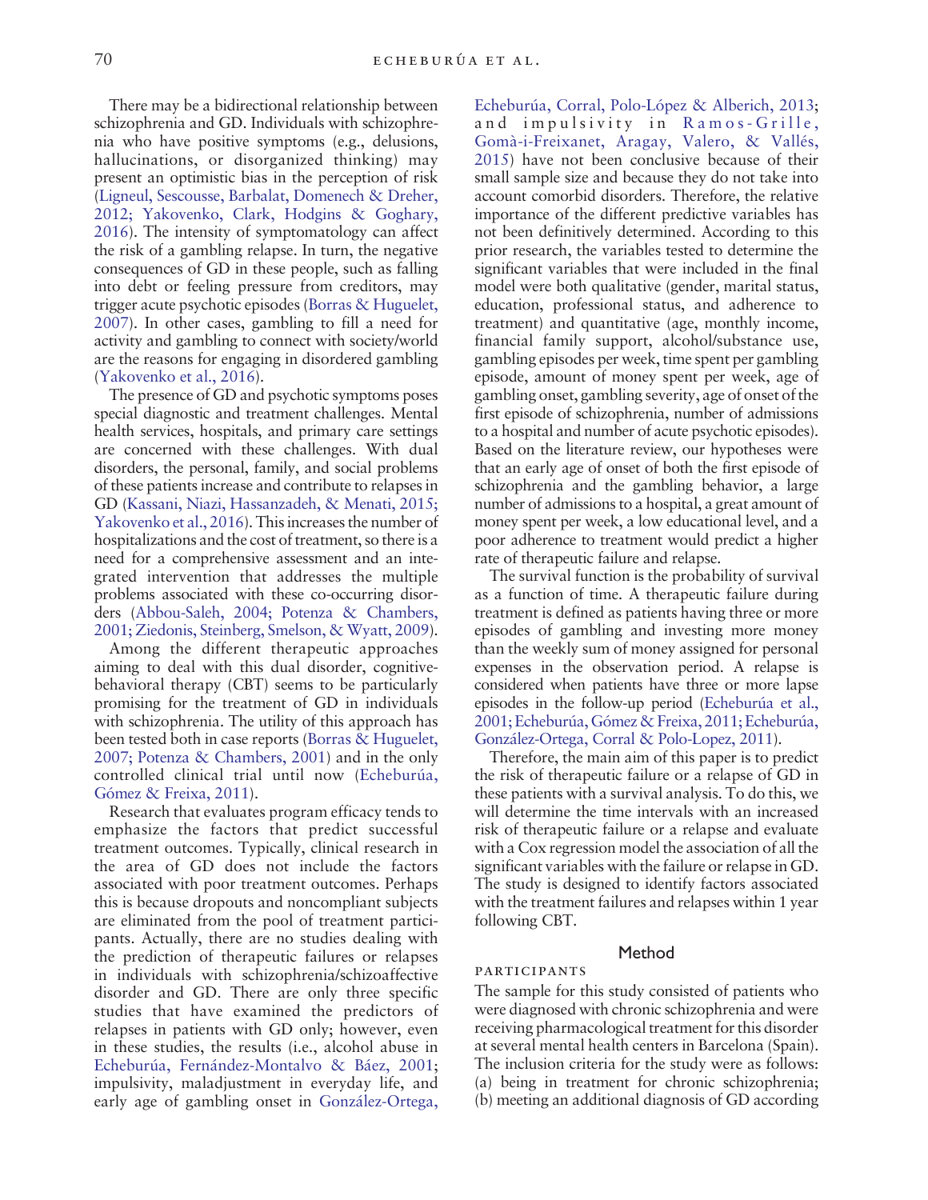There may be a bidirectional relationship between schizophrenia and GD. Individuals with schizophrenia who have positive symptoms (e.g., delusions, hallucinations, or disorganized thinking) may present an optimistic bias in the perception of risk (Ligneul, Sescousse, Barbalat, Domenech & Dreher, 2012; Yakovenko, Clark, Hodgins & Goghary, 2016). The intensity of symptomatology can affect the risk of a gambling relapse. In turn, the negative consequences of GD in these people, such as falling into debt or feeling pressure from creditors, may trigger acute psychotic episodes (Borras & Huguelet, 2007). In other cases, gambling to fill a need for activity and gambling to connect with society/world are the reasons for engaging in disordered gambling (Yakovenko et al., 2016).

The presence of GD and psychotic symptoms poses special diagnostic and treatment challenges. Mental health services, hospitals, and primary care settings are concerned with these challenges. With dual disorders, the personal, family, and social problems of these patients increase and contribute to relapses in GD (Kassani, Niazi, Hassanzadeh, & Menati, 2015; Yakovenko et al., 2016). This increases the number of hospitalizations and the cost of treatment, so there is a need for a comprehensive assessment and an integrated intervention that addresses the multiple problems associated with these co-occurring disorders (Abbou-Saleh, 2004; Potenza & Chambers, 2001; Ziedonis, Steinberg, Smelson, & Wyatt, 2009).

Among the different therapeutic approaches aiming to deal with this dual disorder, cognitive-behavioral therapy (CBT) seems to be particularly promising for the treatment of GD in individuals with schizophrenia. The utility of this approach has been tested both in case reports (Borras & Huguelet, 2007; Potenza & Chambers, 2001) and in the only controlled clinical trial until now (Echeburúa, Gómez & Freixa, 2011).

Research that evaluates program efficacy tends to emphasize the factors that predict successful treatment outcomes. Typically, clinical research in the area of GD does not include the factors associated with poor treatment outcomes. Perhaps this is because dropouts and noncompliant subjects are eliminated from the pool of treatment participants. Actually, there are no studies dealing with the prediction of therapeutic failures or relapses in individuals with schizophrenia/schizoaffective disorder and GD. There are only three specific studies that have examined the predictors of relapses in patients with GD only; however, even in these studies, the results (i.e., alcohol abuse in Echeburúa, Fernández-Montalvo & Báez, 2001; impulsivity, maladjustment in everyday life, and early age of gambling onset in González-Ortega, Echeburúa, Corral, Polo-López & Alberich, 2013; and impulsivity in Ramos-Grille, Gomà-i-Freixanet, Aragay, Valero, & Vallés, 2015) have not been conclusive because of their small sample size and because they do not take into account comorbid disorders. Therefore, the relative importance of the different predictive variables has not been definitively determined. According to this prior research, the variables tested to determine the significant variables that were included in the final model were both qualitative (gender, marital status, education, professional status, and adherence to treatment) and quantitative (age, monthly income, financial family support, alcohol/substance use, gambling episodes per week, time spent per gambling episode, amount of money spent per week, age of gambling onset, gambling severity, age of onset of the first episode of schizophrenia, number of admissions to a hospital and number of acute psychotic episodes). Based on the literature review, our hypotheses were that an early age of onset of both the first episode of schizophrenia and the gambling behavior, a large number of admissions to a hospital, a great amount of money spent per week, a low educational level, and a poor adherence to treatment would predict a higher rate of therapeutic failure and relapse.

The survival function is the probability of survival as a function of time. A therapeutic failure during treatment is defined as patients having three or more episodes of gambling and investing more money than the weekly sum of money assigned for personal expenses in the observation period. A relapse is considered when patients have three or more lapse episodes in the follow-up period (Echeburúa et al., 2001; Echeburúa, Gómez & Freixa, 2011; Echeburúa, González-Ortega, Corral & Polo-Lopez, 2011).

Therefore, the main aim of this paper is to predict the risk of therapeutic failure or a relapse of GD in these patients with a survival analysis. To do this, we will determine the time intervals with an increased risk of therapeutic failure or a relapse and evaluate with a Cox regression model the association of all the significant variables with the failure or relapse in GD. The study is designed to identify factors associated with the treatment failures and relapses within 1 year following CBT.

## Method

### PARTICIPANTS

The sample for this study consisted of patients who were diagnosed with chronic schizophrenia and were receiving pharmacological treatment for this disorder at several mental health centers in Barcelona (Spain). The inclusion criteria for the study were as follows: (a) being in treatment for chronic schizophrenia; (b) meeting an additional diagnosis of GD according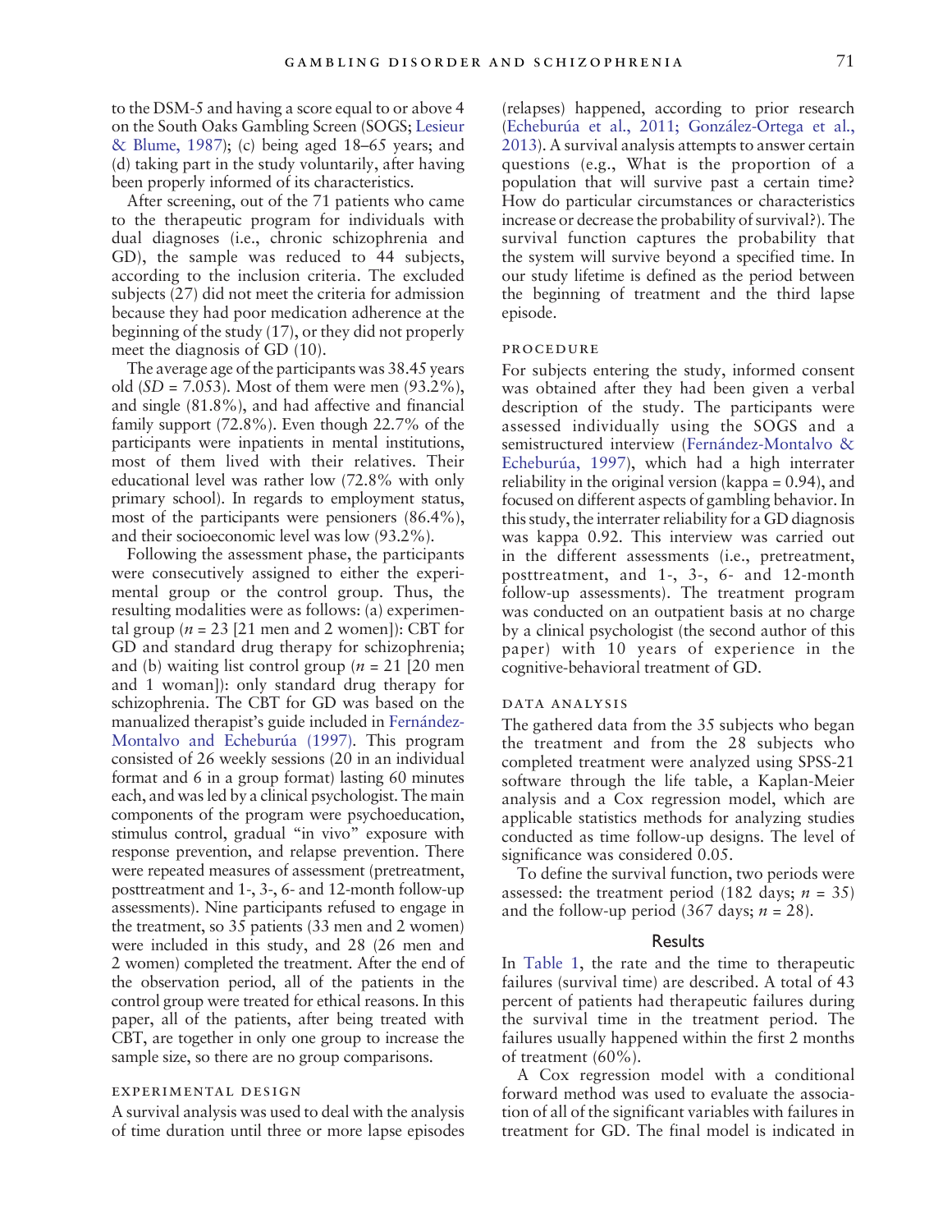to the DSM-5 and having a score equal to or above 4 on the South Oaks Gambling Screen (SOGS; Lesieur & Blume, 1987); (c) being aged 18–65 years; and (d) taking part in the study voluntarily, after having been properly informed of its characteristics.

After screening, out of the 71 patients who came to the therapeutic program for individuals with dual diagnoses (i.e., chronic schizophrenia and GD), the sample was reduced to 44 subjects, according to the inclusion criteria. The excluded subjects (27) did not meet the criteria for admission because they had poor medication adherence at the beginning of the study (17), or they did not properly meet the diagnosis of GD (10).

The average age of the participants was 38.45 years old (*SD* = 7.053). Most of them were men (93.2%), and single (81.8%), and had affective and financial family support (72.8%). Even though 22.7% of the participants were inpatients in mental institutions, most of them lived with their relatives. Their educational level was rather low (72.8% with only primary school). In regards to employment status, most of the participants were pensioners (86.4%), and their socioeconomic level was low (93.2%).

Following the assessment phase, the participants were consecutively assigned to either the experimental group or the control group. Thus, the resulting modalities were as follows: (a) experimental group (*n* = 23 [21 men and 2 women]): CBT for GD and standard drug therapy for schizophrenia; and (b) waiting list control group (*n* = 21 [20 men and 1 woman]): only standard drug therapy for schizophrenia. The CBT for GD was based on the manualized therapist's guide included in Fernández-Montalvo and Echeburúa (1997). This program consisted of 26 weekly sessions (20 in an individual format and 6 in a group format) lasting 60 minutes each, and was led by a clinical psychologist. The main components of the program were psychoeducation, stimulus control, gradual "in vivo" exposure with response prevention, and relapse prevention. There were repeated measures of assessment (pretreatment, posttreatment and 1-, 3-, 6- and 12-month follow-up assessments). Nine participants refused to engage in the treatment, so 35 patients (33 men and 2 women) were included in this study, and 28 (26 men and 2 women) completed the treatment. After the end of the observation period, all of the patients in the control group were treated for ethical reasons. In this paper, all of the patients, after being treated with CBT, are together in only one group to increase the sample size, so there are no group comparisons.

## Experimental Design

A survival analysis was used to deal with the analysis of time duration until three or more lapse episodes (relapses) happened, according to prior research (Echeburúa et al., 2011; González-Ortega et al., 2013). A survival analysis attempts to answer certain questions (e.g., What is the proportion of a population that will survive past a certain time? How do particular circumstances or characteristics increase or decrease the probability of survival?). The survival function captures the probability that the system will survive beyond a specified time. In our study lifetime is defined as the period between the beginning of treatment and the third lapse episode.

## Procedure

For subjects entering the study, informed consent was obtained after they had been given a verbal description of the study. The participants were assessed individually using the SOGS and a semistructured interview (Fernández-Montalvo & Echeburúa, 1997), which had a high interrater reliability in the original version (kappa = 0.94), and focused on different aspects of gambling behavior. In this study, the interrater reliability for a GD diagnosis was kappa 0.92. This interview was carried out in the different assessments (i.e., pretreatment, posttreatment, and 1-, 3-, 6- and 12-month follow-up assessments). The treatment program was conducted on an outpatient basis at no charge by a clinical psychologist (the second author of this paper) with 10 years of experience in the cognitive-behavioral treatment of GD.

## Data Analysis

The gathered data from the 35 subjects who began the treatment and from the 28 subjects who completed treatment were analyzed using SPSS-21 software through the life table, a Kaplan-Meier analysis and a Cox regression model, which are applicable statistics methods for analyzing studies conducted as time follow-up designs. The level of significance was considered 0.05.

To define the survival function, two periods were assessed: the treatment period (182 days; *n* = 35) and the follow-up period (367 days; *n* = 28).

# Results

In Table 1, the rate and the time to therapeutic failures (survival time) are described. A total of 43 percent of patients had therapeutic failures during the survival time in the treatment period. The failures usually happened within the first 2 months of treatment (60%).

A Cox regression model with a conditional forward method was used to evaluate the association of all of the significant variables with failures in treatment for GD. The final model is indicated in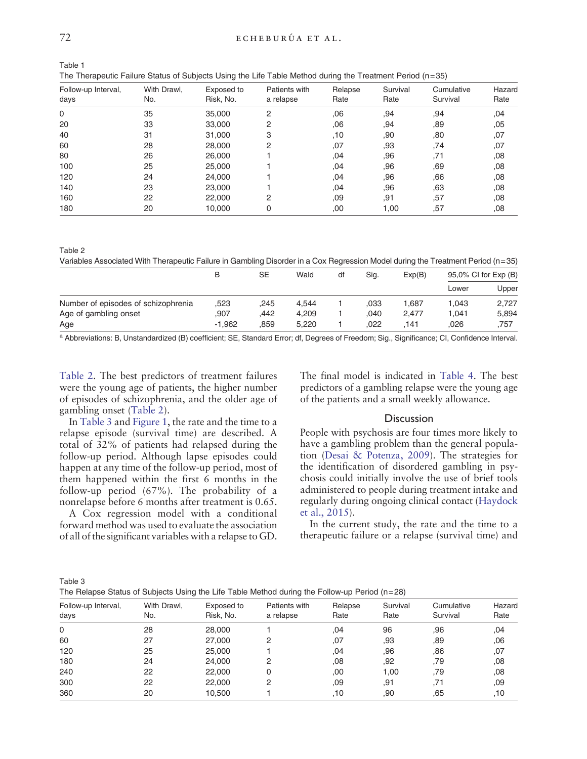Table 1

The Therapeutic Failure Status of Subjects Using the Life Table Method during the Treatment Period (n=35)

| Follow-up Interval, days | With Drawl, No. | Exposed to Risk, No. | Patients with a relapse | Relapse Rate | Survival Rate | Cumulative Survival | Hazard Rate |
|---|---|---|---|---|---|---|---|
| 0 | 35 | 35,000 | 2 | ,06 | ,94 | ,94 | ,04 |
| 20 | 33 | 33,000 | 2 | ,06 | ,94 | ,89 | ,05 |
| 40 | 31 | 31,000 | 3 | ,10 | ,90 | ,80 | ,07 |
| 60 | 28 | 28,000 | 2 | ,07 | ,93 | ,74 | ,07 |
| 80 | 26 | 26,000 | 1 | ,04 | ,96 | ,71 | ,08 |
| 100 | 25 | 25,000 | 1 | ,04 | ,96 | ,69 | ,08 |
| 120 | 24 | 24,000 | 1 | ,04 | ,96 | ,66 | ,08 |
| 140 | 23 | 23,000 | 1 | ,04 | ,96 | ,63 | ,08 |
| 160 | 22 | 22,000 | 2 | ,09 | ,91 | ,57 | ,08 |
| 180 | 20 | 10,000 | 0 | ,00 | 1,00 | ,57 | ,08 |

Table 2

Variables Associated With Therapeutic Failure in Gambling Disorder in a Cox Regression Model during the Treatment Period (n=35)

| | B | SE | Wald | df | Sig. | Exp(B) | 95,0% CI for Exp (B) | |
|---|---|---|---|---|---|---|---|---|
| | | | | | | | Lower | Upper |
| Number of episodes of schizophrenia | ,523 | ,245 | 4,544 | 1 | ,033 | 1,687 | 1,043 | 2,727 |
| Age of gambling onset | ,907 | ,442 | 4,209 | 1 | ,040 | 2,477 | 1,041 | 5,894 |
| Age | -1,962 | ,859 | 5,220 | 1 | ,022 | ,141 | ,026 | ,757 |

[a] Abbreviations: B, Unstandardized (B) coefficient; SE, Standard Error; df, Degrees of Freedom; Sig., Significance; CI, Confidence Interval.

Table 2. The best predictors of treatment failures were the young age of patients, the higher number of episodes of schizophrenia, and the older age of gambling onset (Table 2).

In Table 3 and Figure 1, the rate and the time to a relapse episode (survival time) are described. A total of 32% of patients had relapsed during the follow-up period. Although lapse episodes could happen at any time of the follow-up period, most of them happened within the first 6 months in the follow-up period (67%). The probability of a nonrelapse before 6 months after treatment is 0.65.

A Cox regression model with a conditional forward method was used to evaluate the association of all of the significant variables with a relapse to GD. The final model is indicated in Table 4. The best predictors of a gambling relapse were the young age of the patients and a small weekly allowance.

## Discussion

People with psychosis are four times more likely to have a gambling problem than the general population (Desai & Potenza, 2009). The strategies for the identification of disordered gambling in psychosis could initially involve the use of brief tools administered to people during treatment intake and regularly during ongoing clinical contact (Haydock et al., 2015).

In the current study, the rate and the time to a therapeutic failure or a relapse (survival time) and

Table 3

The Relapse Status of Subjects Using the Life Table Method during the Follow-up Period (n=28)

| Follow-up Interval, days | With Drawl, No. | Exposed to Risk, No. | Patients with a relapse | Relapse Rate | Survival Rate | Cumulative Survival | Hazard Rate |
|---|---|---|---|---|---|---|---|
| 0 | 28 | 28,000 | 1 | ,04 | 96 | ,96 | ,04 |
| 60 | 27 | 27,000 | 2 | ,07 | ,93 | ,89 | ,06 |
| 120 | 25 | 25,000 | 1 | ,04 | ,96 | ,86 | ,07 |
| 180 | 24 | 24,000 | 2 | ,08 | ,92 | ,79 | ,08 |
| 240 | 22 | 22,000 | 0 | ,00 | 1,00 | ,79 | ,08 |
| 300 | 22 | 22,000 | 2 | ,09 | ,91 | ,71 | ,09 |
| 360 | 20 | 10,500 | 1 | ,10 | ,90 | ,65 | ,10 |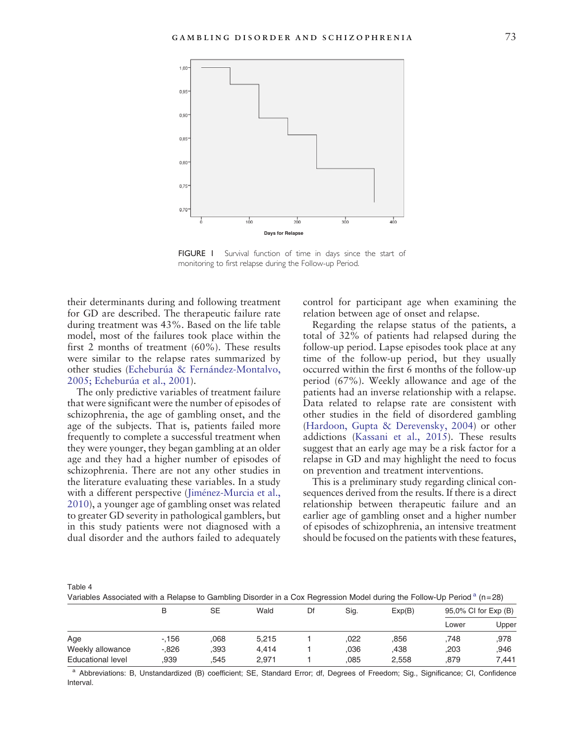FIGURE 1 Survival function of time in days since the start of monitoring to first relapse during the Follow-up Period.

their determinants during and following treatment for GD are described. The therapeutic failure rate during treatment was 43%. Based on the life table model, most of the failures took place within the first 2 months of treatment (60%). These results were similar to the relapse rates summarized by other studies (Echeburúa & Fernández-Montalvo, 2005; Echeburúa et al., 2001).

The only predictive variables of treatment failure that were significant were the number of episodes of schizophrenia, the age of gambling onset, and the age of the subjects. That is, patients failed more frequently to complete a successful treatment when they were younger, they began gambling at an older age and they had a higher number of episodes of schizophrenia. There are not any other studies in the literature evaluating these variables. In a study with a different perspective (Jiménez-Murcia et al., 2010), a younger age of gambling onset was related to greater GD severity in pathological gamblers, but in this study patients were not diagnosed with a dual disorder and the authors failed to adequately control for participant age when examining the relation between age of onset and relapse.

Regarding the relapse status of the patients, a total of 32% of patients had relapsed during the follow-up period. Lapse episodes took place at any time of the follow-up period, but they usually occurred within the first 6 months of the follow-up period (67%). Weekly allowance and age of the patients had an inverse relationship with a relapse. Data related to relapse rate are consistent with other studies in the field of disordered gambling (Hardoon, Gupta & Derevensky, 2004) or other addictions (Kassani et al., 2015). These results suggest that an early age may be a risk factor for a relapse in GD and may highlight the need to focus on prevention and treatment interventions.

This is a preliminary study regarding clinical consequences derived from the results. If there is a direct relationship between therapeutic failure and an earlier age of gambling onset and a higher number of episodes of schizophrenia, an intensive treatment should be focused on the patients with these features,

Table 4
Variables Associated with a Relapse to Gambling Disorder in a Cox Regression Model during the Follow-Up Period[a] (n=28)

| | B | SE | Wald | Df | Sig. | Exp(B) | 95,0% CI for Exp (B) | |
|---|---|---|---|---|---|---|---|---|
| | | | | | | | Lower | Upper |
| Age | -,156 | ,068 | 5,215 | 1 | ,022 | ,856 | ,748 | ,978 |
| Weekly allowance | -,826 | ,393 | 4,414 | 1 | ,036 | ,438 | ,203 | ,946 |
| Educational level | ,939 | ,545 | 2,971 | 1 | ,085 | 2,558 | ,879 | 7,441 |

[a] Abbreviations: B, Unstandardized (B) coefficient; SE, Standard Error; df, Degrees of Freedom; Sig., Significance; CI, Confidence Interval.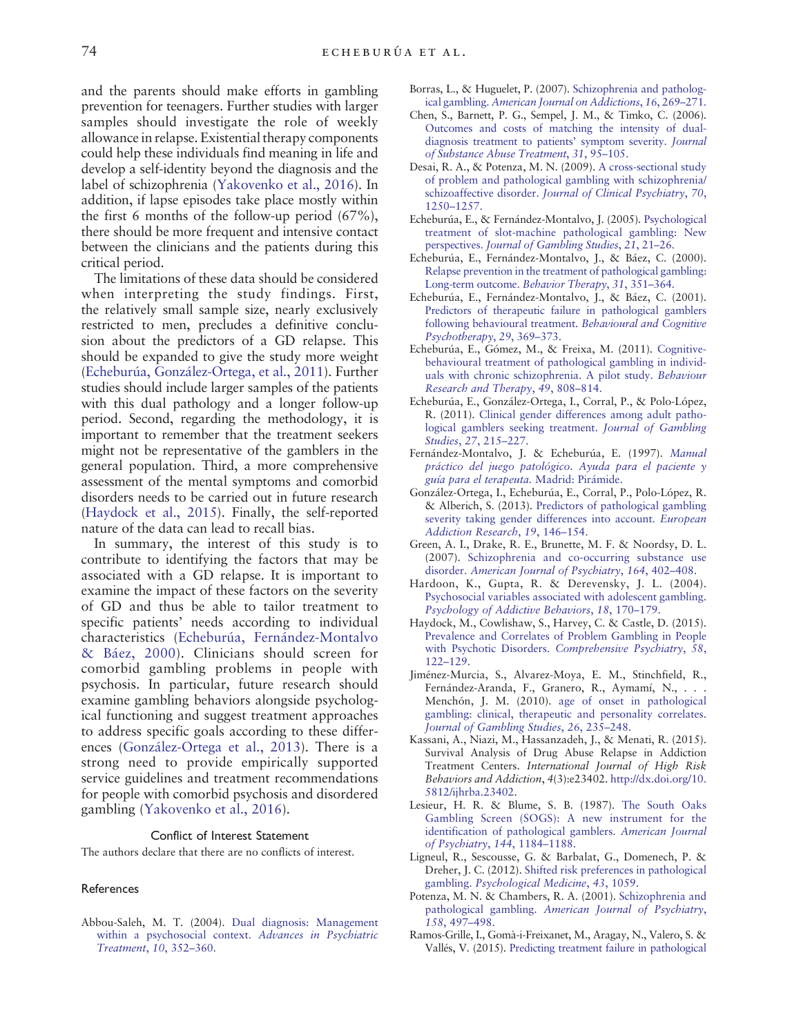and the parents should make efforts in gambling prevention for teenagers. Further studies with larger samples should investigate the role of weekly allowance in relapse. Existential therapy components could help these individuals find meaning in life and develop a self-identity beyond the diagnosis and the label of schizophrenia (Yakovenko et al., 2016). In addition, if lapse episodes take place mostly within the first 6 months of the follow-up period (67%), there should be more frequent and intensive contact between the clinicians and the patients during this critical period.

The limitations of these data should be considered when interpreting the study findings. First, the relatively small sample size, nearly exclusively restricted to men, precludes a definitive conclusion about the predictors of a GD relapse. This should be expanded to give the study more weight (Echeburúa, González-Ortega, et al., 2011). Further studies should include larger samples of the patients with this dual pathology and a longer follow-up period. Second, regarding the methodology, it is important to remember that the treatment seekers might not be representative of the gamblers in the general population. Third, a more comprehensive assessment of the mental symptoms and comorbid disorders needs to be carried out in future research (Haydock et al., 2015). Finally, the self-reported nature of the data can lead to recall bias.

In summary, the interest of this study is to contribute to identifying the factors that may be associated with a GD relapse. It is important to examine the impact of these factors on the severity of GD and thus be able to tailor treatment to specific patients' needs according to individual characteristics (Echeburúa, Fernández-Montalvo & Báez, 2000). Clinicians should screen for comorbid gambling problems in people with psychosis. In particular, future research should examine gambling behaviors alongside psychological functioning and suggest treatment approaches to address specific goals according to these differences (González-Ortega et al., 2013). There is a strong need to provide empirically supported service guidelines and treatment recommendations for people with comorbid psychosis and disordered gambling (Yakovenko et al., 2016).

### Conflict of Interest Statement

The authors declare that there are no conflicts of interest.

## References

Abbou-Saleh, M. T. (2004). Dual diagnosis: Management within a psychosocial context. *Advances in Psychiatric Treatment*, *10*, 352–360.

Borras, L., & Huguelet, P. (2007). Schizophrenia and pathological gambling. *American Journal on Addictions*, *16*, 269–271.

Chen, S., Barnett, P. G., Sempel, J. M., & Timko, C. (2006). Outcomes and costs of matching the intensity of dual-diagnosis treatment to patients' symptom severity. *Journal of Substance Abuse Treatment*, *31*, 95–105.

Desai, R. A., & Potenza, M. N. (2009). A cross-sectional study of problem and pathological gambling with schizophrenia/schizoaffective disorder. *Journal of Clinical Psychiatry*, *70*, 1250–1257.

Echeburúa, E., & Fernández-Montalvo, J. (2005). Psychological treatment of slot-machine pathological gambling: New perspectives. *Journal of Gambling Studies*, *21*, 21–26.

Echeburúa, E., Fernández-Montalvo, J., & Báez, C. (2000). Relapse prevention in the treatment of pathological gambling: Long-term outcome. *Behavior Therapy*, *31*, 351–364.

Echeburúa, E., Fernández-Montalvo, J., & Báez, C. (2001). Predictors of therapeutic failure in pathological gamblers following behavioural treatment. *Behavioural and Cognitive Psychotherapy*, *29*, 369–373.

Echeburúa, E., Gómez, M., & Freixa, M. (2011). Cognitive-behavioural treatment of pathological gambling in individuals with chronic schizophrenia. A pilot study. *Behaviour Research and Therapy*, *49*, 808–814.

Echeburúa, E., González-Ortega, I., Corral, P., & Polo-López, R. (2011). Clinical gender differences among adult pathological gamblers seeking treatment. *Journal of Gambling Studies*, *27*, 215–227.

Fernández-Montalvo, J. & Echeburúa, E. (1997). *Manual práctico del juego patológico. Ayuda para el paciente y guía para el terapeuta*. Madrid: Pirámide.

González-Ortega, I., Echeburúa, E., Corral, P., Polo-López, R. & Alberich, S. (2013). Predictors of pathological gambling severity taking gender differences into account. *European Addiction Research*, *19*, 146–154.

Green, A. I., Drake, R. E., Brunette, M. F. & Noordsy, D. L. (2007). Schizophrenia and co-occurring substance use disorder. *American Journal of Psychiatry*, *164*, 402–408.

Hardoon, K., Gupta, R. & Derevensky, J. L. (2004). Psychosocial variables associated with adolescent gambling. *Psychology of Addictive Behaviors*, *18*, 170–179.

Haydock, M., Cowlishaw, S., Harvey, C. & Castle, D. (2015). Prevalence and Correlates of Problem Gambling in People with Psychotic Disorders. *Comprehensive Psychiatry*, *58*, 122–129.

Jiménez-Murcia, S., Alvarez-Moya, E. M., Stinchfield, R., Fernández-Aranda, F., Granero, R., Aymamí, N., . . . Menchón, J. M. (2010). age of onset in pathological gambling: clinical, therapeutic and personality correlates. *Journal of Gambling Studies*, *26*, 235–248.

Kassani, A., Niazi, M., Hassanzadeh, J., & Menati, R. (2015). Survival Analysis of Drug Abuse Relapse in Addiction Treatment Centers. *International Journal of High Risk Behaviors and Addiction*, *4*(3):e23402. http://dx.doi.org/10.5812/ijhrba.23402.

Lesieur, H. R. & Blume, S. B. (1987). The South Oaks Gambling Screen (SOGS): A new instrument for the identification of pathological gamblers. *American Journal of Psychiatry*, *144*, 1184–1188.

Ligneul, R., Sescousse, G. & Barbalat, G., Domenech, P. & Dreher, J. C. (2012). Shifted risk preferences in pathological gambling. *Psychological Medicine*, *43*, 1059.

Potenza, M. N. & Chambers, R. A. (2001). Schizophrenia and pathological gambling. *American Journal of Psychiatry*, *158*, 497–498.

Ramos-Grille, I., Gomà-i-Freixanet, M., Aragay, N., Valero, S. & Vallés, V. (2015). Predicting treatment failure in pathological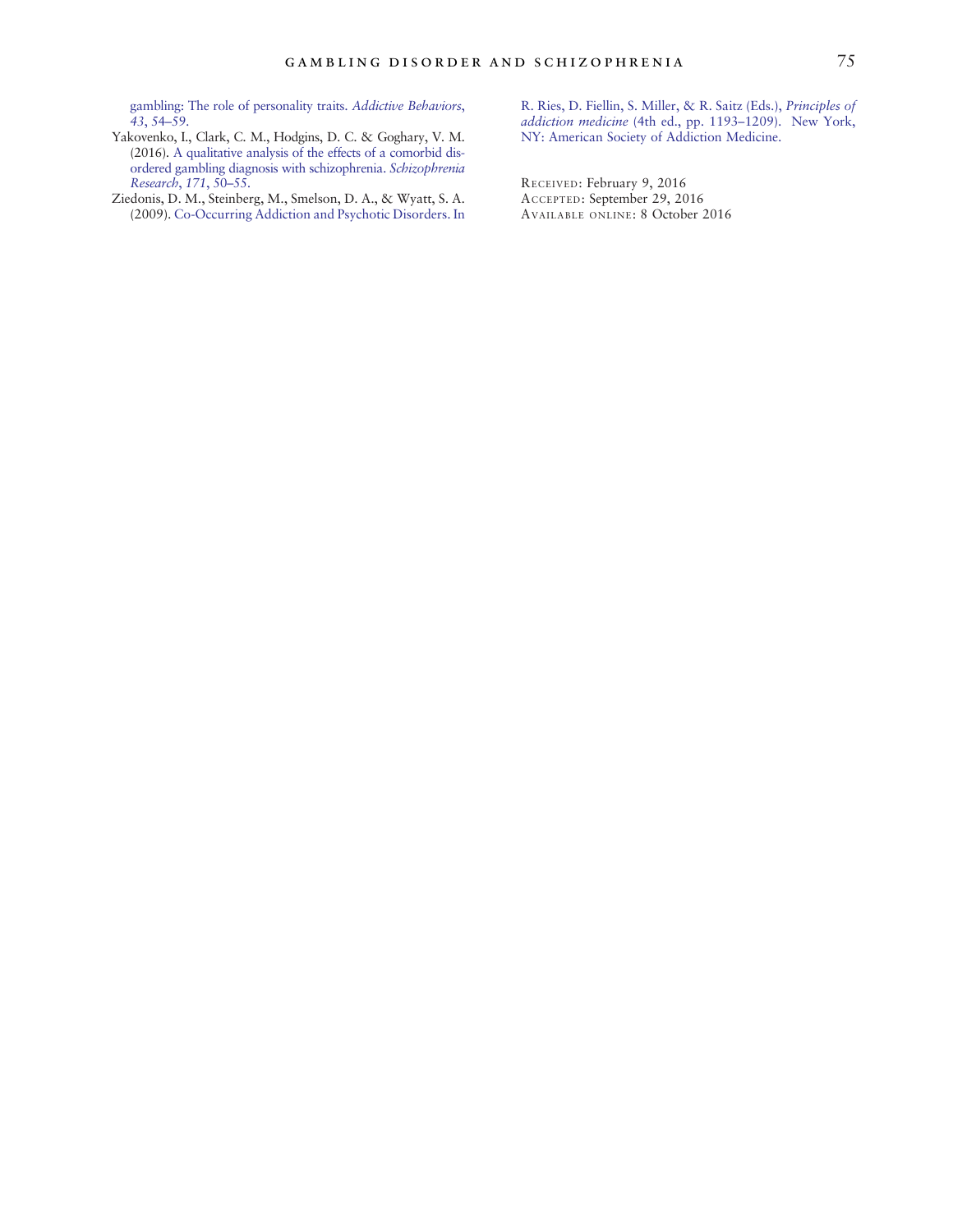gambling: The role of personality traits. *Addictive Behaviors*, *43*, 54–59.

Yakovenko, I., Clark, C. M., Hodgins, D. C. & Goghary, V. M. (2016). A qualitative analysis of the effects of a comorbid disordered gambling diagnosis with schizophrenia. *Schizophrenia Research*, *171*, 50–55.

Ziedonis, D. M., Steinberg, M., Smelson, D. A., & Wyatt, S. A. (2009). Co-Occurring Addiction and Psychotic Disorders. In R. Ries, D. Fiellin, S. Miller, & R. Saitz (Eds.), *Principles of addiction medicine* (4th ed., pp. 1193–1209). New York, NY: American Society of Addiction Medicine.

Received: February 9, 2016
Accepted: September 29, 2016
Available online: 8 October 2016